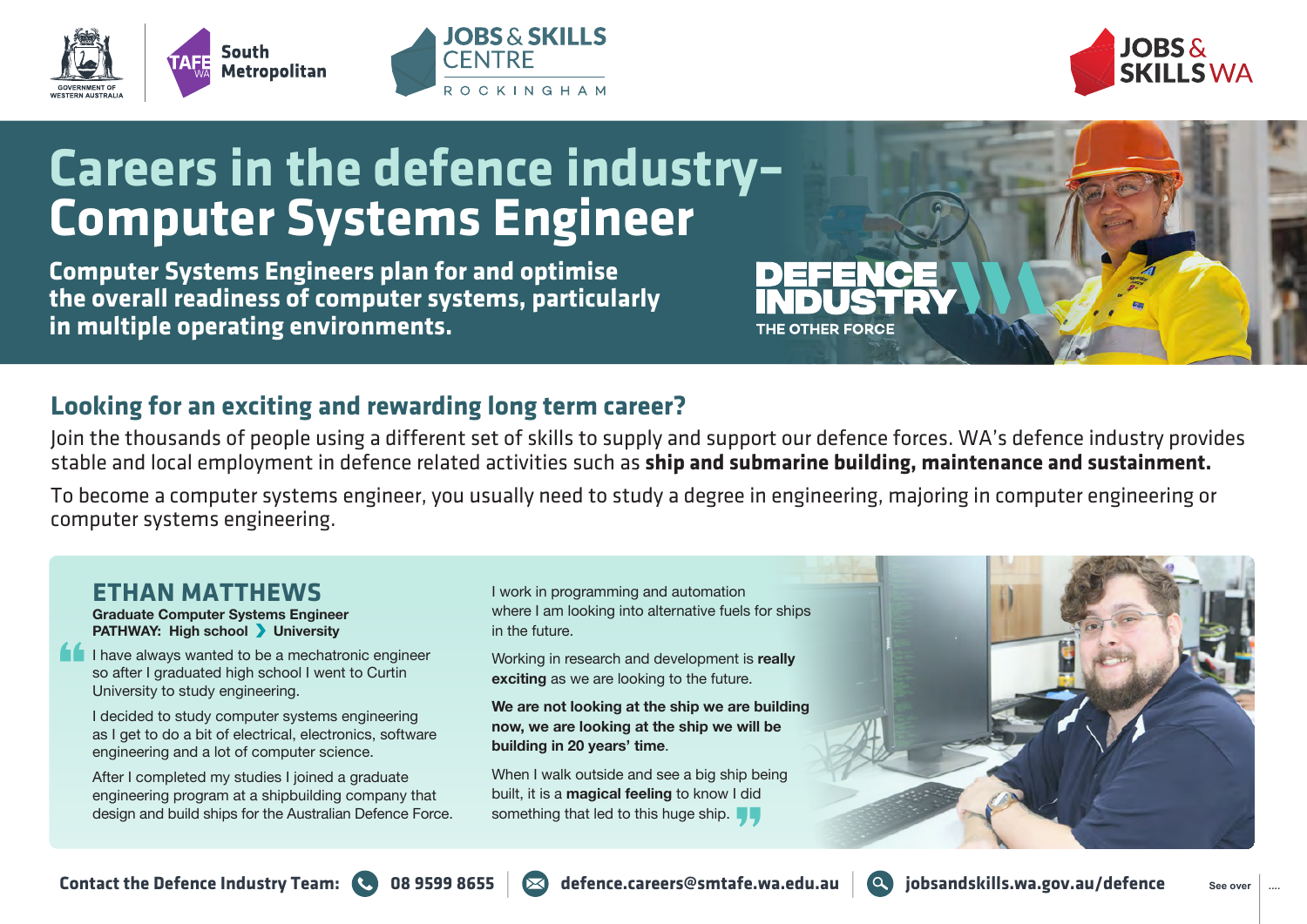# Careers in the defence industry– Computer Systems Engineer

**Computer Systems Engineers plan for and optimise the overall readiness of computer systems, particularly in multiple operating environments.**

DEFENCE INDUSTRY

THE OTHER FORCE

## Looking for an exciting and rewarding long term career?

Join the thousands of people using a different set of skills to supply and support our defence forces. WA's defence industry provides stable and local employment in defence related activities such as **ship and submarine building, maintenance and sustainment.**

To become a computer systems engineer, you usually need to study a degree in engineering, majoring in computer engineering or computer systems engineering.

### ETHAN MATTHEWS

**Graduate Computer Systems Engineer**

**PATHWAY: High school › University**

"I have always wanted to be a mechatronic engineer so after I graduated high school I went to Curtin University to study engineering.

I decided to study computer systems engineering as I get to do a bit of electrical, electronics, software engineering and a lot of computer science.

After I completed my studies I joined a graduate engineering program at a shipbuilding company that design and build ships for the Australian Defence Force.

I work in programming and automation where I am looking into alternative fuels for ships in the future.

Working in research and development is **really exciting** as we are looking to the future.

**We are not looking at the ship we are building now, we are looking at the ship we will be building in 20 years' time**.

When I walk outside and see a big ship being built, it is a **magical feeling** to know I did something that led to this huge ship."

**Contact the Defence Industry Team:** 08 9599 8655 | defence.careers@smtafe.wa.edu.au | jobsandskills.wa.gov.au/defence

See over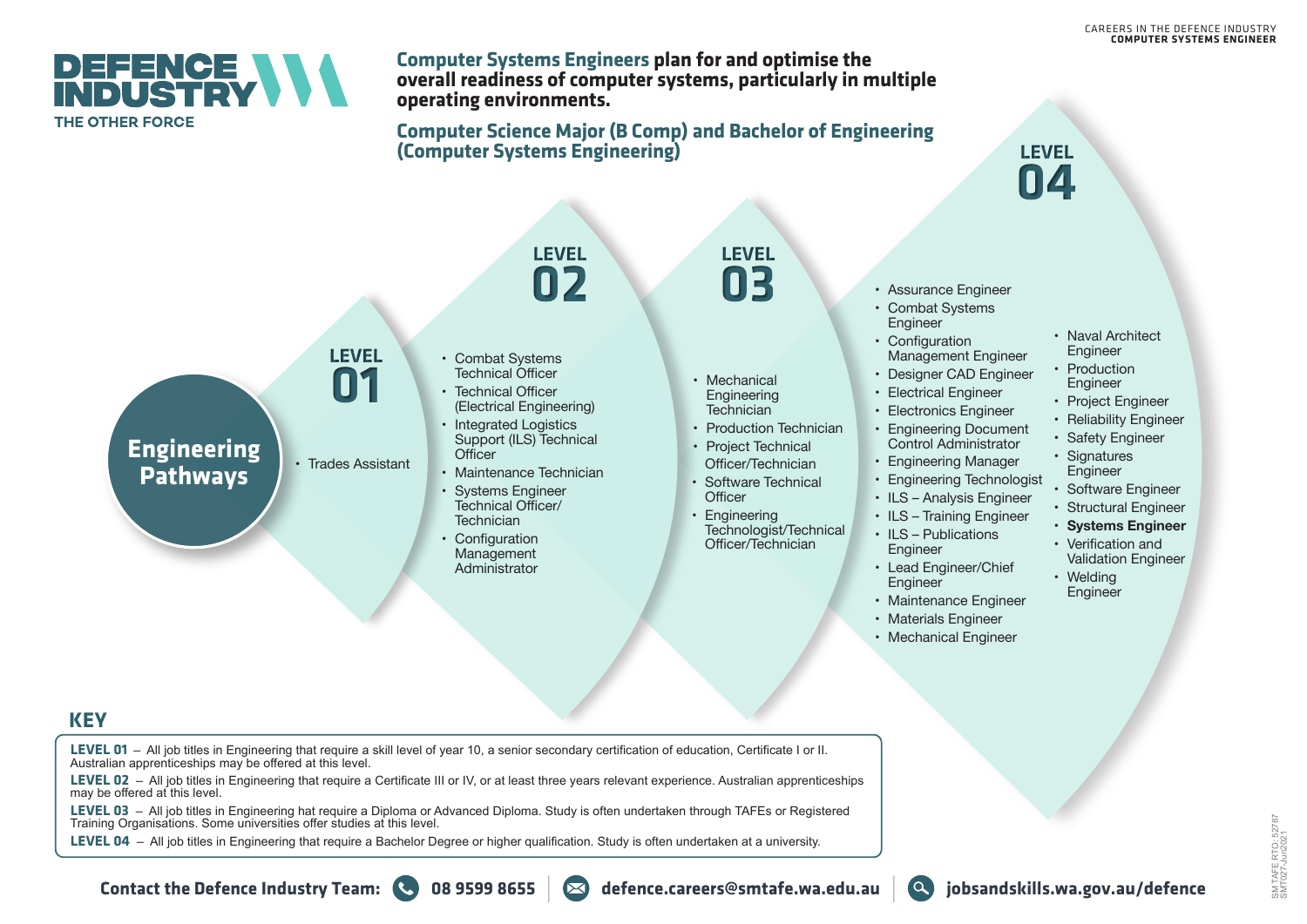# DEFENCE INDUSTRY

THE OTHER FORCE

**Computer Systems Engineers plan for and optimise the overall readiness of computer systems, particularly in multiple operating environments.**

**Computer Science Major (B Comp) and Bachelor of Engineering (Computer Systems Engineering)**

## Engineering Pathways

### LEVEL 01

- Trades Assistant

### LEVEL 02

- Combat Systems Technical Officer
- Technical Officer (Electrical Engineering)
- Integrated Logistics Support (ILS) Technical Officer
- Maintenance Technician
- Systems Engineer Technical Officer/ Technician
- Configuration Management Administrator

### LEVEL 03

- Mechanical Engineering Technician
- Production Technician
- Project Technical Officer/Technician
- Software Technical Officer
- Engineering Technologist/Technical Officer/Technician

### LEVEL 04

- Assurance Engineer
- Combat Systems Engineer
- Configuration Management Engineer
- Designer CAD Engineer
- Electrical Engineer
- Electronics Engineer
- Engineering Document Control Administrator
- Engineering Manager
- Engineering Technologist
- ILS – Analysis Engineer
- ILS – Training Engineer
- ILS – Publications Engineer
- Lead Engineer/Chief Engineer
- Maintenance Engineer
- Materials Engineer
- Mechanical Engineer
- Naval Architect Engineer
- Production Engineer
- Project Engineer
- Reliability Engineer
- Safety Engineer
- Signatures Engineer
- Software Engineer
- Structural Engineer
- **Systems Engineer**
- Verification and Validation Engineer
- Welding Engineer

## KEY

**LEVEL 01** – All job titles in Engineering that require a skill level of year 10, a senior secondary certification of education, Certificate I or II. Australian apprenticeships may be offered at this level.

**LEVEL 02** – All job titles in Engineering that require a Certificate III or IV, or at least three years relevant experience. Australian apprenticeships may be offered at this level.

**LEVEL 03** – All job titles in Engineering hat require a Diploma or Advanced Diploma. Study is often undertaken through TAFEs or Registered Training Organisations. Some universities offer studies at this level.

**LEVEL 04** – All job titles in Engineering that require a Bachelor Degree or higher qualification. Study is often undertaken at a university.

**Contact the Defence Industry Team:** 08 9599 8655 | defence.careers@smtafe.wa.edu.au | jobsandskills.wa.gov.au/defence

SM TAFE RTO: 52787
SMT027Jun2021